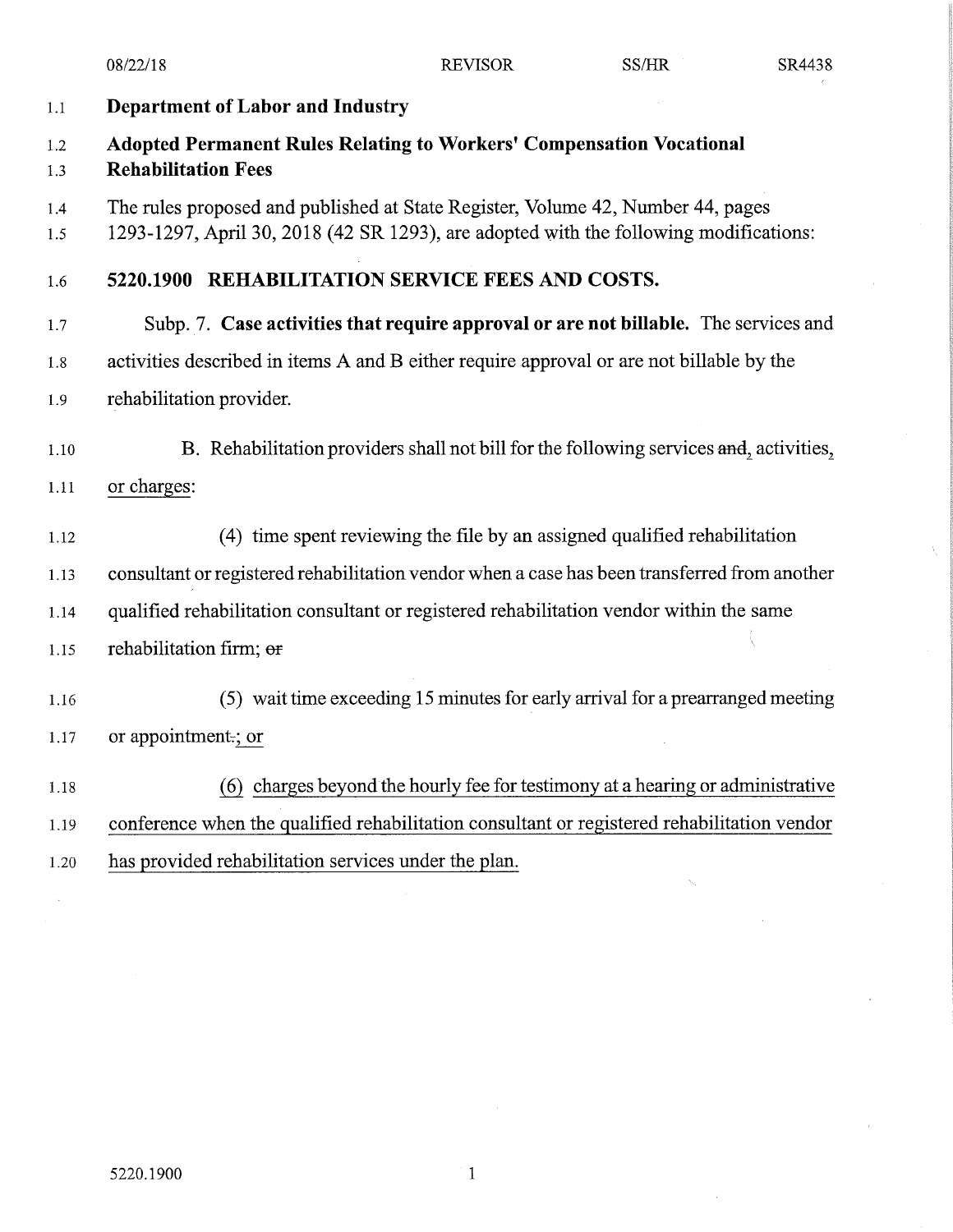**Department of Labor and Industry**

**Adopted Permanent Rules Relating to Workers' Compensation Vocational Rehabilitation Fees**

The rules proposed and published at State Register, Volume 42, Number 44, pages 1293-1297, April 30, 2018 (42 SR 1293), are adopted with the following modifications:

**5220.1900 REHABILITATION SERVICE FEES AND COSTS.**

Subp. 7. **Case activities that require approval or are not billable.** The services and activities described in items A and B either require approval or are not billable by the rehabilitation provider.

B. Rehabilitation providers shall not bill for the following services ~~and~~, activities, or charges:

(4) time spent reviewing the file by an assigned qualified rehabilitation consultant or registered rehabilitation vendor when a case has been transferred from another qualified rehabilitation consultant or registered rehabilitation vendor within the same rehabilitation firm; ~~or~~

(5) wait time exceeding 15 minutes for early arrival for a prearranged meeting or appointment~~.~~; or

(6) charges beyond the hourly fee for testimony at a hearing or administrative conference when the qualified rehabilitation consultant or registered rehabilitation vendor has provided rehabilitation services under the plan.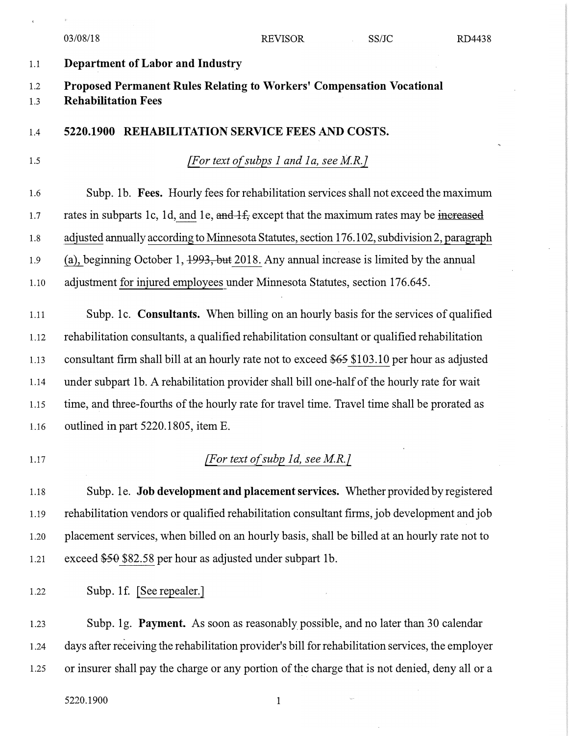# Department of Labor and Industry

## Proposed Permanent Rules Relating to Workers' Compensation Vocational Rehabilitation Fees

### 5220.1900 REHABILITATION SERVICE FEES AND COSTS.

*[For text of subps 1 and 1a, see M.R.]*

Subp. 1b. **Fees.** Hourly fees for rehabilitation services shall not exceed the maximum rates in subparts 1c, 1d, and 1e, ~~and 1f,~~ except that the maximum rates may be ~~increased~~ adjusted annually according to Minnesota Statutes, section 176.102, subdivision 2, paragraph (a), beginning October 1, ~~1993, but~~ 2018. Any annual increase is limited by the annual adjustment for injured employees under Minnesota Statutes, section 176.645.

Subp. 1c. **Consultants.** When billing on an hourly basis for the services of qualified rehabilitation consultants, a qualified rehabilitation consultant or qualified rehabilitation consultant firm shall bill at an hourly rate not to exceed ~~$65~~ $103.10 per hour as adjusted under subpart 1b. A rehabilitation provider shall bill one-half of the hourly rate for wait time, and three-fourths of the hourly rate for travel time. Travel time shall be prorated as outlined in part 5220.1805, item E.

*[For text of subp 1d, see M.R.]*

Subp. 1e. **Job development and placement services.** Whether provided by registered rehabilitation vendors or qualified rehabilitation consultant firms, job development and job placement services, when billed on an hourly basis, shall be billed at an hourly rate not to exceed ~~$50~~ $82.58 per hour as adjusted under subpart 1b.

Subp. 1f. [See repealer.]

Subp. 1g. **Payment.** As soon as reasonably possible, and no later than 30 calendar days after receiving the rehabilitation provider's bill for rehabilitation services, the employer or insurer shall pay the charge or any portion of the charge that is not denied, deny all or a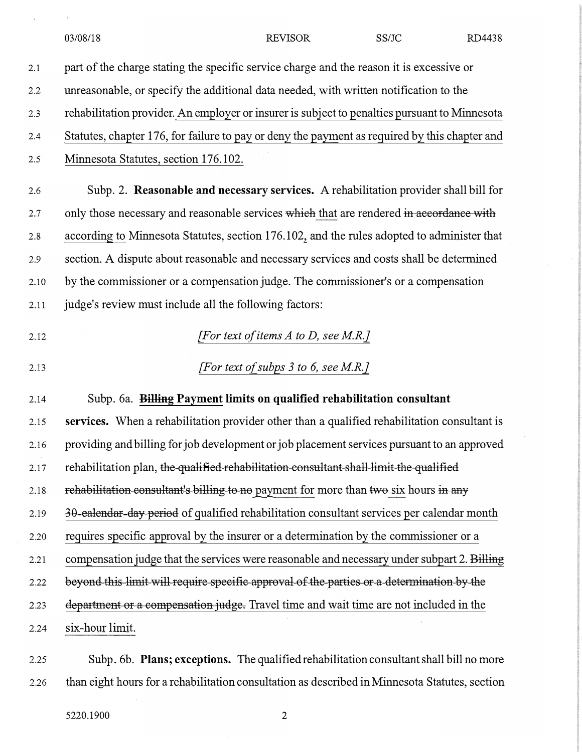part of the charge stating the specific service charge and the reason it is excessive or unreasonable, or specify the additional data needed, with written notification to the rehabilitation provider. An employer or insurer is subject to penalties pursuant to Minnesota Statutes, chapter 176, for failure to pay or deny the payment as required by this chapter and Minnesota Statutes, section 176.102.

Subp. 2. **Reasonable and necessary services.** A rehabilitation provider shall bill for only those necessary and reasonable services ~~which~~ that are rendered ~~in accordance with~~ according to Minnesota Statutes, section 176.102, and the rules adopted to administer that section. A dispute about reasonable and necessary services and costs shall be determined by the commissioner or a compensation judge. The commissioner's or a compensation judge's review must include all the following factors:

*[For text of items A to D, see M.R.]*

*[For text of subps 3 to 6, see M.R.]*

Subp. 6a. **~~Billing~~ Payment limits on qualified rehabilitation consultant services.** When a rehabilitation provider other than a qualified rehabilitation consultant is providing and billing for job development or job placement services pursuant to an approved rehabilitation plan, ~~the qualified rehabilitation consultant shall limit the qualified rehabilitation consultant's billing to no~~ payment for more than ~~two~~ six hours ~~in any 30-calendar-day period~~ of qualified rehabilitation consultant services per calendar month requires specific approval by the insurer or a determination by the commissioner or a compensation judge that the services were reasonable and necessary under subpart 2. ~~Billing beyond this limit will require specific approval of the parties or a determination by the department or a compensation judge.~~ Travel time and wait time are not included in the six-hour limit.

Subp. 6b. **Plans; exceptions.** The qualified rehabilitation consultant shall bill no more than eight hours for a rehabilitation consultation as described in Minnesota Statutes, section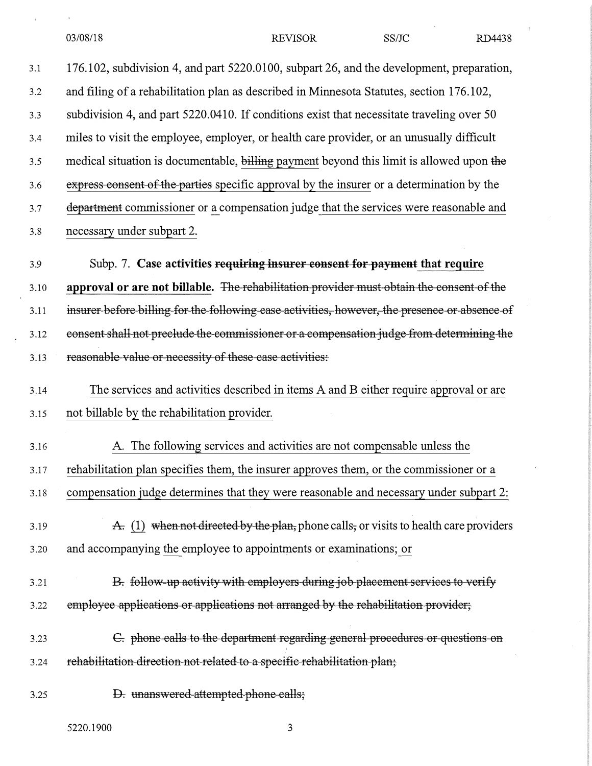176.102, subdivision 4, and part 5220.0100, subpart 26, and the development, preparation, and filing of a rehabilitation plan as described in Minnesota Statutes, section 176.102, subdivision 4, and part 5220.0410. If conditions exist that necessitate traveling over 50 miles to visit the employee, employer, or health care provider, or an unusually difficult medical situation is documentable, ~~billing~~ payment beyond this limit is allowed upon ~~the express consent of the parties~~ specific approval by the insurer or a determination by the ~~department~~ commissioner or a compensation judge that the services were reasonable and necessary under subpart 2.

Subp. 7. **Case activities ~~requiring insurer consent for payment~~ that require approval or are not billable.** ~~The rehabilitation provider must obtain the consent of the insurer before billing for the following case activities, however, the presence or absence of consent shall not preclude the commissioner or a compensation judge from determining the reasonable value or necessity of these case activities:~~

The services and activities described in items A and B either require approval or are not billable by the rehabilitation provider.

A. The following services and activities are not compensable unless the rehabilitation plan specifies them, the insurer approves them, or the commissioner or a compensation judge determines that they were reasonable and necessary under subpart 2:

~~A.~~ (1) ~~when not directed by the plan,~~ phone calls~~,~~ or visits to health care providers and accompanying the employee to appointments or examinations; or

~~B. follow-up activity with employers during job placement services to verify employee applications or applications not arranged by the rehabilitation provider;~~

~~C. phone calls to the department regarding general procedures or questions on rehabilitation direction not related to a specific rehabilitation plan;~~

~~D. unanswered attempted phone calls;~~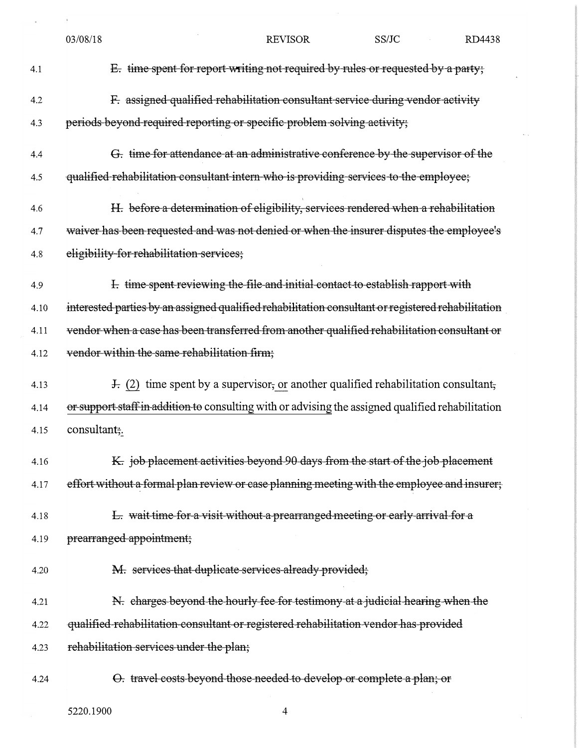~~E. time spent for report writing not required by rules or requested by a party;~~

~~F. assigned qualified rehabilitation consultant service during vendor activity periods beyond required reporting or specific problem solving activity;~~

~~G. time for attendance at an administrative conference by the supervisor of the qualified rehabilitation consultant intern who is providing services to the employee;~~

~~H. before a determination of eligibility, services rendered when a rehabilitation waiver has been requested and was not denied or when the insurer disputes the employee's eligibility for rehabilitation services;~~

~~I. time spent reviewing the file and initial contact to establish rapport with interested parties by an assigned qualified rehabilitation consultant or registered rehabilitation vendor when a case has been transferred from another qualified rehabilitation consultant or vendor within the same rehabilitation firm;~~

~~J.~~ <u>(2)</u> time spent by a supervisor~~,~~ <u>or</u> another qualified rehabilitation consultant~~, or support staff in addition to~~ consulting <u>with</u> or advising the assigned qualified rehabilitation consultant~~;~~<u>.</u>

~~K. job placement activities beyond 90 days from the start of the job placement effort without a formal plan review or case planning meeting with the employee and insurer;~~

~~L. wait time for a visit without a prearranged meeting or early arrival for a prearranged appointment;~~

~~M. services that duplicate services already provided;~~

~~N. charges beyond the hourly fee for testimony at a judicial hearing when the qualified rehabilitation consultant or registered rehabilitation vendor has provided rehabilitation services under the plan;~~

~~O. travel costs beyond those needed to develop or complete a plan; or~~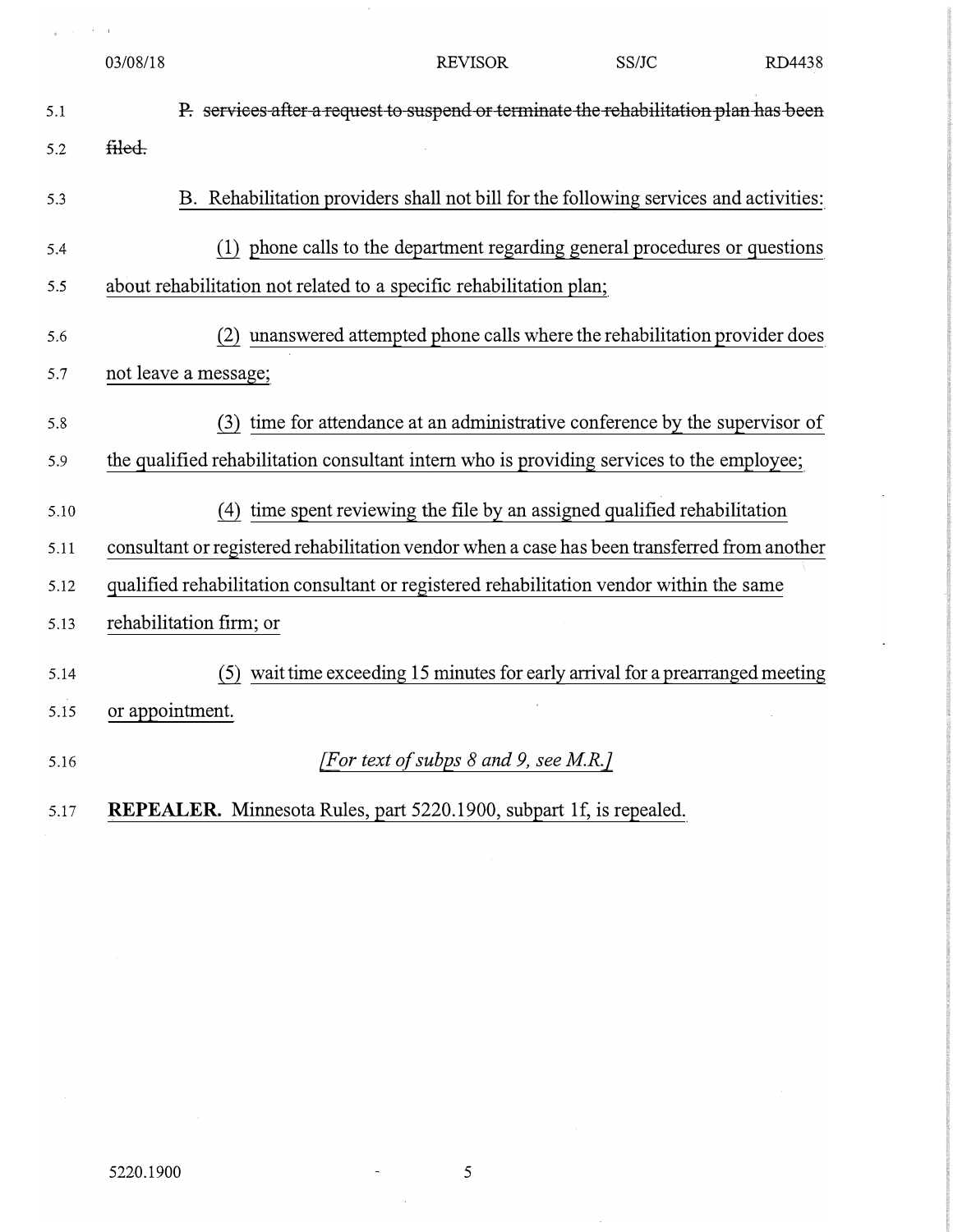~~P. services after a request to suspend or terminate the rehabilitation plan has been filed.~~

B. Rehabilitation providers shall not bill for the following services and activities:

(1) phone calls to the department regarding general procedures or questions about rehabilitation not related to a specific rehabilitation plan;

(2) unanswered attempted phone calls where the rehabilitation provider does not leave a message;

(3) time for attendance at an administrative conference by the supervisor of the qualified rehabilitation consultant intern who is providing services to the employee;

(4) time spent reviewing the file by an assigned qualified rehabilitation consultant or registered rehabilitation vendor when a case has been transferred from another qualified rehabilitation consultant or registered rehabilitation vendor within the same rehabilitation firm; or

(5) wait time exceeding 15 minutes for early arrival for a prearranged meeting or appointment.

*[For text of subps 8 and 9, see M.R.]*

**REPEALER.** Minnesota Rules, part 5220.1900, subpart 1f, is repealed.